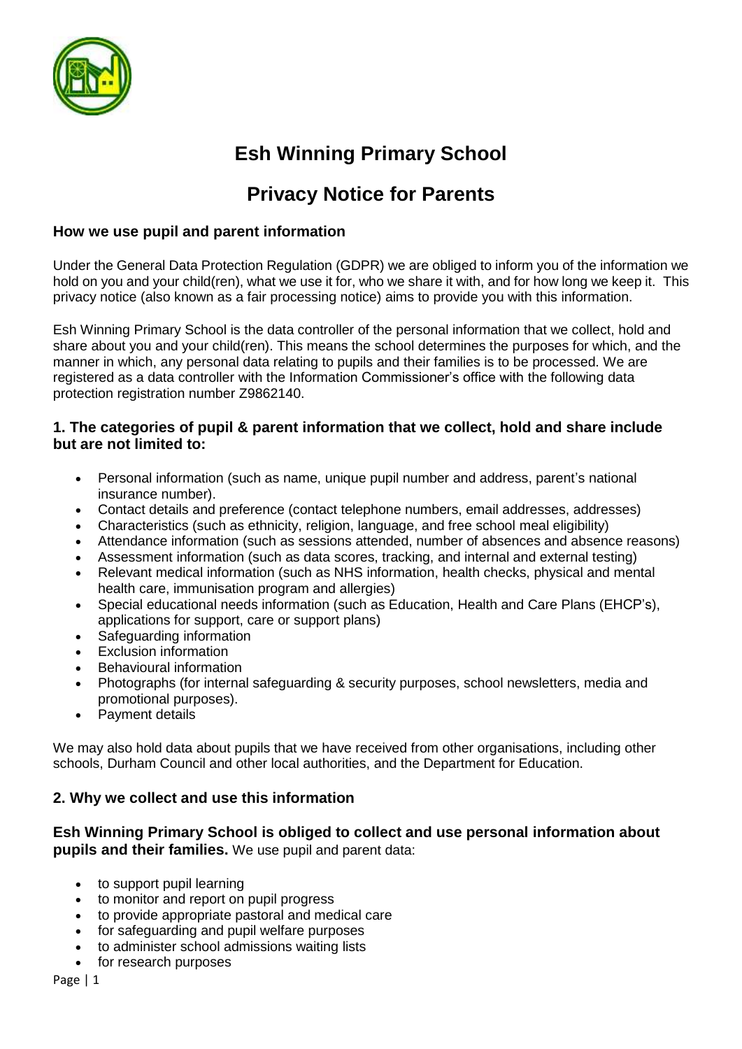# Esh Winning Primary School

## Privacy Notice for Parents

### How we use pupil and parent information

Under the General Data Protection Regulation (GDPR) we are obliged to inform you of the information we hold on you and your child(ren), what we use it for, who we share it with, and for how long we keep it. This privacy notice (also known as a fair processing notice) aims to provide you with this information.

Esh Winning Primary School is the data controller of the personal information that we collect, hold and share about you and your child(ren). This means the school determines the purposes for which, and the manner in which, any personal data relating to pupils and their families is to be processed. We are registered as a data controller with the Information Commissioner's office with the following data protection registration number Z9862140.

### 1. The categories of pupil & parent information that we collect, hold and share include but are not limited to:

- Personal information (such as name, unique pupil number and address, parent's national insurance number).
- Contact details and preference (contact telephone numbers, email addresses, addresses)
- Characteristics (such as ethnicity, religion, language, and free school meal eligibility)
- Attendance information (such as sessions attended, number of absences and absence reasons)
- Assessment information (such as data scores, tracking, and internal and external testing)
- Relevant medical information (such as NHS information, health checks, physical and mental health care, immunisation program and allergies)
- Special educational needs information (such as Education, Health and Care Plans (EHCP's), applications for support, care or support plans)
- Safeguarding information
- Exclusion information
- Behavioural information
- Photographs (for internal safeguarding & security purposes, school newsletters, media and promotional purposes).
- Payment details

We may also hold data about pupils that we have received from other organisations, including other schools, Durham Council and other local authorities, and the Department for Education.

### 2. Why we collect and use this information

**Esh Winning Primary School is obliged to collect and use personal information about pupils and their families.** We use pupil and parent data:

- to support pupil learning
- to monitor and report on pupil progress
- to provide appropriate pastoral and medical care
- for safeguarding and pupil welfare purposes
- to administer school admissions waiting lists
- for research purposes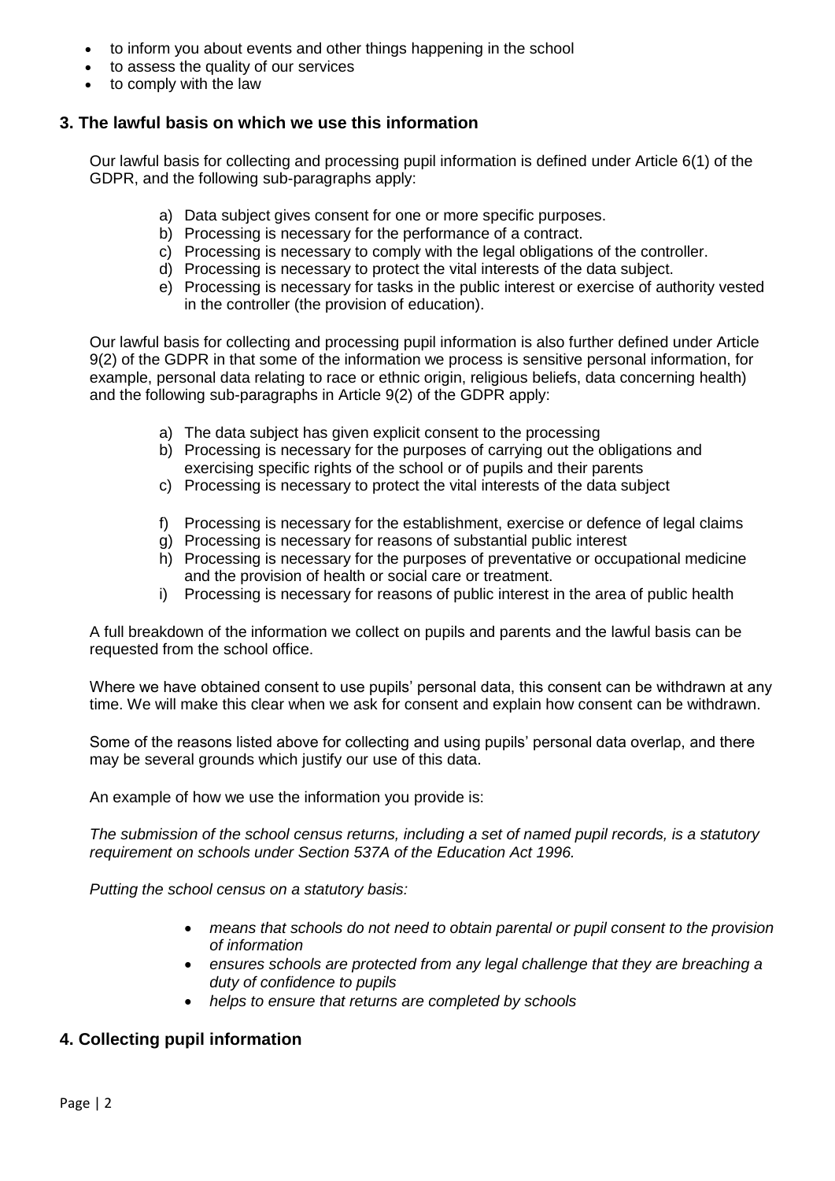- to inform you about events and other things happening in the school
- to assess the quality of our services
- to comply with the law

## 3. The lawful basis on which we use this information

Our lawful basis for collecting and processing pupil information is defined under Article 6(1) of the GDPR, and the following sub-paragraphs apply:

a) Data subject gives consent for one or more specific purposes.
b) Processing is necessary for the performance of a contract.
c) Processing is necessary to comply with the legal obligations of the controller.
d) Processing is necessary to protect the vital interests of the data subject.
e) Processing is necessary for tasks in the public interest or exercise of authority vested in the controller (the provision of education).

Our lawful basis for collecting and processing pupil information is also further defined under Article 9(2) of the GDPR in that some of the information we process is sensitive personal information, for example, personal data relating to race or ethnic origin, religious beliefs, data concerning health) and the following sub-paragraphs in Article 9(2) of the GDPR apply:

a) The data subject has given explicit consent to the processing
b) Processing is necessary for the purposes of carrying out the obligations and exercising specific rights of the school or of pupils and their parents
c) Processing is necessary to protect the vital interests of the data subject

f) Processing is necessary for the establishment, exercise or defence of legal claims
g) Processing is necessary for reasons of substantial public interest
h) Processing is necessary for the purposes of preventative or occupational medicine and the provision of health or social care or treatment.
i) Processing is necessary for reasons of public interest in the area of public health

A full breakdown of the information we collect on pupils and parents and the lawful basis can be requested from the school office.

Where we have obtained consent to use pupils' personal data, this consent can be withdrawn at any time. We will make this clear when we ask for consent and explain how consent can be withdrawn.

Some of the reasons listed above for collecting and using pupils' personal data overlap, and there may be several grounds which justify our use of this data.

An example of how we use the information you provide is:

*The submission of the school census returns, including a set of named pupil records, is a statutory requirement on schools under Section 537A of the Education Act 1996.*

*Putting the school census on a statutory basis:*

- *means that schools do not need to obtain parental or pupil consent to the provision of information*
- *ensures schools are protected from any legal challenge that they are breaching a duty of confidence to pupils*
- *helps to ensure that returns are completed by schools*

## 4. Collecting pupil information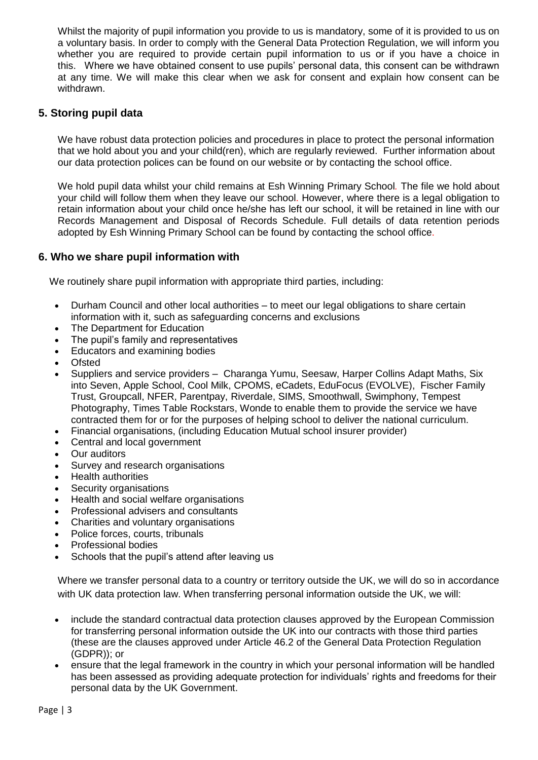Whilst the majority of pupil information you provide to us is mandatory, some of it is provided to us on a voluntary basis. In order to comply with the General Data Protection Regulation, we will inform you whether you are required to provide certain pupil information to us or if you have a choice in this. Where we have obtained consent to use pupils' personal data, this consent can be withdrawn at any time. We will make this clear when we ask for consent and explain how consent can be withdrawn.

## 5. Storing pupil data

We have robust data protection policies and procedures in place to protect the personal information that we hold about you and your child(ren), which are regularly reviewed. Further information about our data protection polices can be found on our website or by contacting the school office.

We hold pupil data whilst your child remains at Esh Winning Primary School. The file we hold about your child will follow them when they leave our school. However, where there is a legal obligation to retain information about your child once he/she has left our school, it will be retained in line with our Records Management and Disposal of Records Schedule. Full details of data retention periods adopted by Esh Winning Primary School can be found by contacting the school office.

## 6. Who we share pupil information with

We routinely share pupil information with appropriate third parties, including:

- Durham Council and other local authorities – to meet our legal obligations to share certain information with it, such as safeguarding concerns and exclusions
- The Department for Education
- The pupil's family and representatives
- Educators and examining bodies
- Ofsted
- Suppliers and service providers – Charanga Yumu, Seesaw, Harper Collins Adapt Maths, Six into Seven, Apple School, Cool Milk, CPOMS, eCadets, EduFocus (EVOLVE), Fischer Family Trust, Groupcall, NFER, Parentpay, Riverdale, SIMS, Smoothwall, Swimphony, Tempest Photography, Times Table Rockstars, Wonde to enable them to provide the service we have contracted them for or for the purposes of helping school to deliver the national curriculum.
- Financial organisations, (including Education Mutual school insurer provider)
- Central and local government
- Our auditors
- Survey and research organisations
- Health authorities
- Security organisations
- Health and social welfare organisations
- Professional advisers and consultants
- Charities and voluntary organisations
- Police forces, courts, tribunals
- Professional bodies
- Schools that the pupil's attend after leaving us

Where we transfer personal data to a country or territory outside the UK, we will do so in accordance with UK data protection law. When transferring personal information outside the UK, we will:

- include the standard contractual data protection clauses approved by the European Commission for transferring personal information outside the UK into our contracts with those third parties (these are the clauses approved under Article 46.2 of the General Data Protection Regulation (GDPR)); or
- ensure that the legal framework in the country in which your personal information will be handled has been assessed as providing adequate protection for individuals' rights and freedoms for their personal data by the UK Government.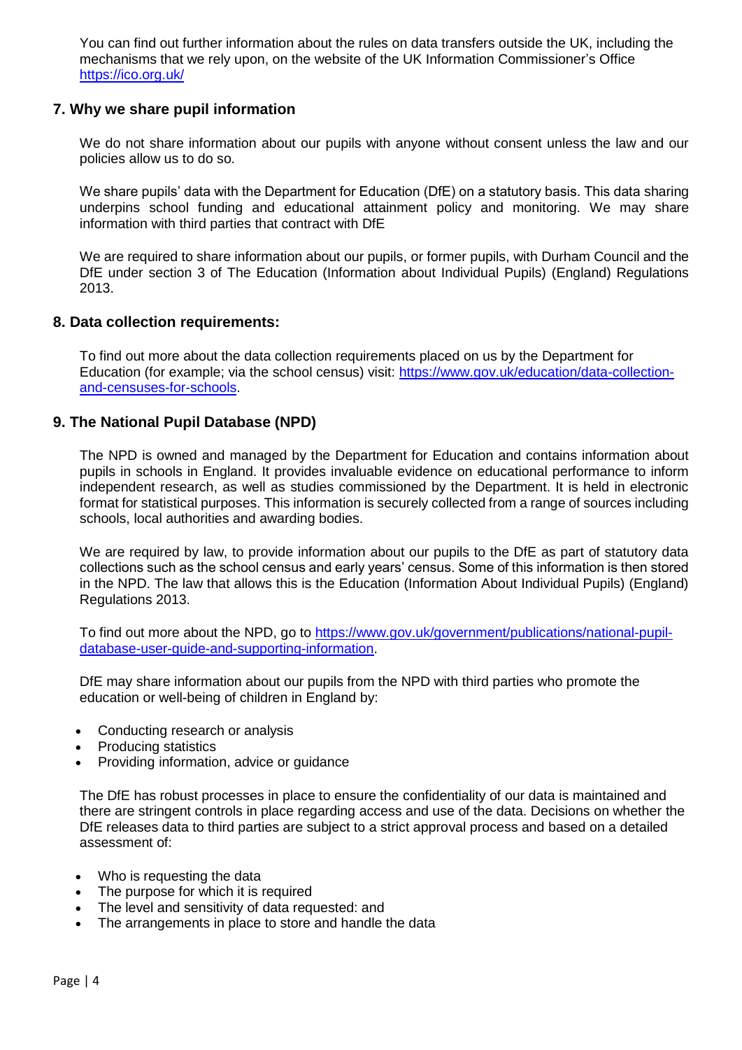You can find out further information about the rules on data transfers outside the UK, including the mechanisms that we rely upon, on the website of the UK Information Commissioner's Office https://ico.org.uk/

## 7. Why we share pupil information

We do not share information about our pupils with anyone without consent unless the law and our policies allow us to do so.

We share pupils' data with the Department for Education (DfE) on a statutory basis. This data sharing underpins school funding and educational attainment policy and monitoring. We may share information with third parties that contract with DfE

We are required to share information about our pupils, or former pupils, with Durham Council and the DfE under section 3 of The Education (Information about Individual Pupils) (England) Regulations 2013.

## 8. Data collection requirements:

To find out more about the data collection requirements placed on us by the Department for Education (for example; via the school census) visit: https://www.gov.uk/education/data-collection-and-censuses-for-schools.

## 9. The National Pupil Database (NPD)

The NPD is owned and managed by the Department for Education and contains information about pupils in schools in England. It provides invaluable evidence on educational performance to inform independent research, as well as studies commissioned by the Department. It is held in electronic format for statistical purposes. This information is securely collected from a range of sources including schools, local authorities and awarding bodies.

We are required by law, to provide information about our pupils to the DfE as part of statutory data collections such as the school census and early years' census. Some of this information is then stored in the NPD. The law that allows this is the Education (Information About Individual Pupils) (England) Regulations 2013.

To find out more about the NPD, go to https://www.gov.uk/government/publications/national-pupil-database-user-guide-and-supporting-information.

DfE may share information about our pupils from the NPD with third parties who promote the education or well-being of children in England by:

- Conducting research or analysis
- Producing statistics
- Providing information, advice or guidance

The DfE has robust processes in place to ensure the confidentiality of our data is maintained and there are stringent controls in place regarding access and use of the data. Decisions on whether the DfE releases data to third parties are subject to a strict approval process and based on a detailed assessment of:

- Who is requesting the data
- The purpose for which it is required
- The level and sensitivity of data requested: and
- The arrangements in place to store and handle the data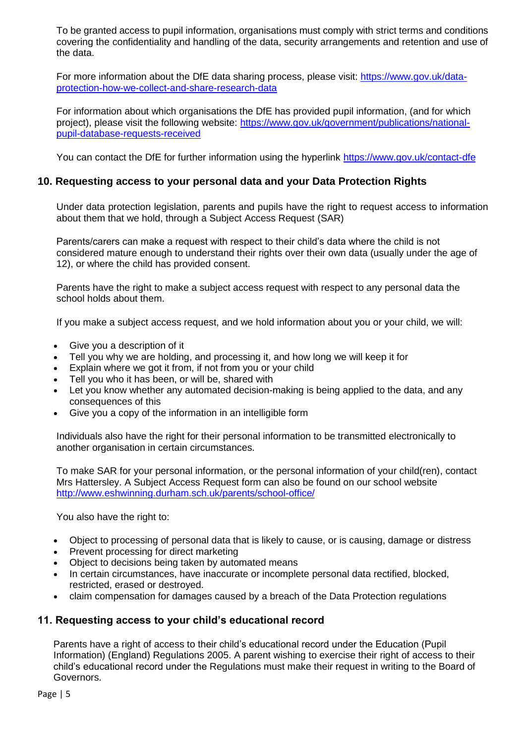To be granted access to pupil information, organisations must comply with strict terms and conditions covering the confidentiality and handling of the data, security arrangements and retention and use of the data.

For more information about the DfE data sharing process, please visit: [https://www.gov.uk/data-protection-how-we-collect-and-share-research-data](https://www.gov.uk/data-protection-how-we-collect-and-share-research-data)

For information about which organisations the DfE has provided pupil information, (and for which project), please visit the following website: [https://www.gov.uk/government/publications/national-pupil-database-requests-received](https://www.gov.uk/government/publications/national-pupil-database-requests-received)

You can contact the DfE for further information using the hyperlink [https://www.gov.uk/contact-dfe](https://www.gov.uk/contact-dfe)

## 10. Requesting access to your personal data and your Data Protection Rights

Under data protection legislation, parents and pupils have the right to request access to information about them that we hold, through a Subject Access Request (SAR)

Parents/carers can make a request with respect to their child's data where the child is not considered mature enough to understand their rights over their own data (usually under the age of 12), or where the child has provided consent.

Parents have the right to make a subject access request with respect to any personal data the school holds about them.

If you make a subject access request, and we hold information about you or your child, we will:

- Give you a description of it
- Tell you why we are holding, and processing it, and how long we will keep it for
- Explain where we got it from, if not from you or your child
- Tell you who it has been, or will be, shared with
- Let you know whether any automated decision-making is being applied to the data, and any consequences of this
- Give you a copy of the information in an intelligible form

Individuals also have the right for their personal information to be transmitted electronically to another organisation in certain circumstances.

To make SAR for your personal information, or the personal information of your child(ren), contact Mrs Hattersley. A Subject Access Request form can also be found on our school website [http://www.eshwinning.durham.sch.uk/parents/school-office/](http://www.eshwinning.durham.sch.uk/parents/school-office/)

You also have the right to:

- Object to processing of personal data that is likely to cause, or is causing, damage or distress
- Prevent processing for direct marketing
- Object to decisions being taken by automated means
- In certain circumstances, have inaccurate or incomplete personal data rectified, blocked, restricted, erased or destroyed.
- claim compensation for damages caused by a breach of the Data Protection regulations

## 11. Requesting access to your child's educational record

Parents have a right of access to their child's educational record under the Education (Pupil Information) (England) Regulations 2005. A parent wishing to exercise their right of access to their child's educational record under the Regulations must make their request in writing to the Board of Governors.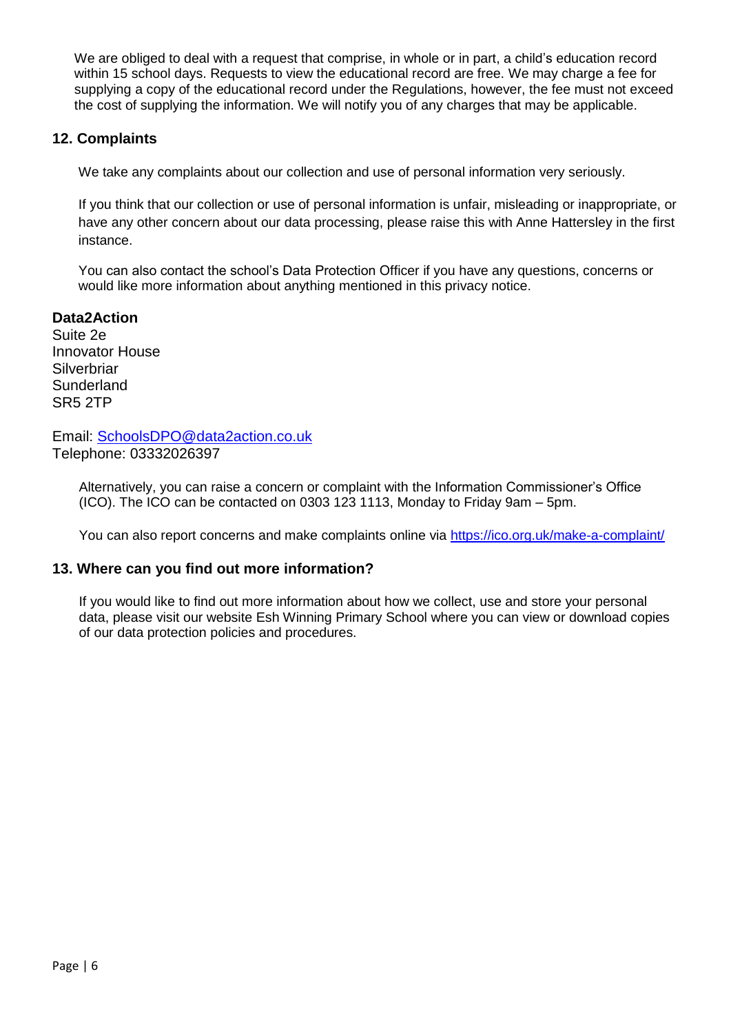We are obliged to deal with a request that comprise, in whole or in part, a child's education record within 15 school days. Requests to view the educational record are free. We may charge a fee for supplying a copy of the educational record under the Regulations, however, the fee must not exceed the cost of supplying the information. We will notify you of any charges that may be applicable.

## 12. Complaints

We take any complaints about our collection and use of personal information very seriously.

If you think that our collection or use of personal information is unfair, misleading or inappropriate, or have any other concern about our data processing, please raise this with Anne Hattersley in the first instance.

You can also contact the school's Data Protection Officer if you have any questions, concerns or would like more information about anything mentioned in this privacy notice.

**Data2Action**
Suite 2e
Innovator House
Silverbriar
Sunderland
SR5 2TP

Email: SchoolsDPO@data2action.co.uk
Telephone: 03332026397

Alternatively, you can raise a concern or complaint with the Information Commissioner's Office (ICO). The ICO can be contacted on 0303 123 1113, Monday to Friday 9am – 5pm.

You can also report concerns and make complaints online via https://ico.org.uk/make-a-complaint/

## 13. Where can you find out more information?

If you would like to find out more information about how we collect, use and store your personal data, please visit our website Esh Winning Primary School where you can view or download copies of our data protection policies and procedures.